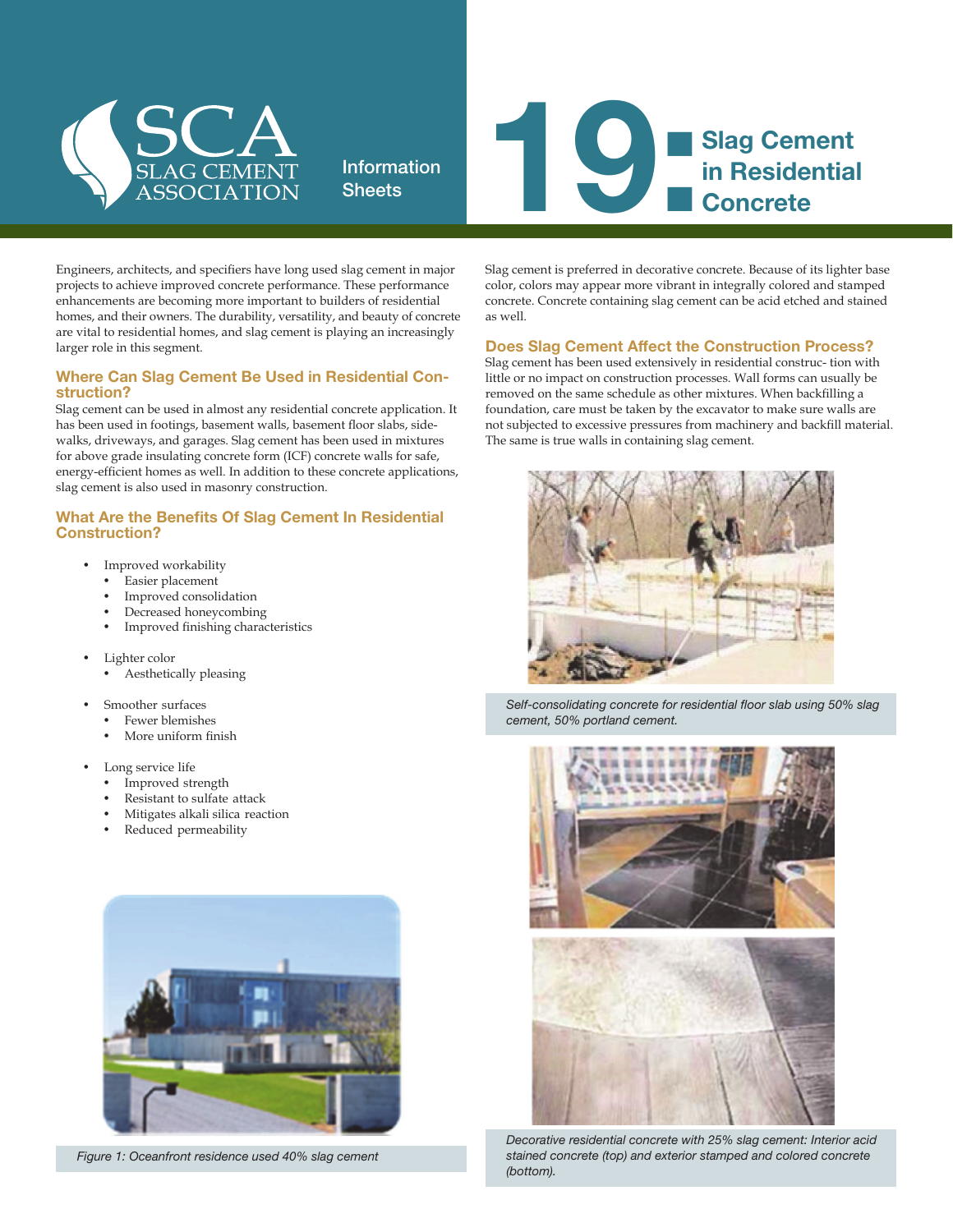SCA SLAG CEMENT ASSOCIATION

Information Sheets

# 19: Slag Cement in Residential Concrete

Engineers, architects, and specifiers have long used slag cement in major projects to achieve improved concrete performance. These performance enhancements are becoming more important to builders of residential homes, and their owners. The durability, versatility, and beauty of concrete are vital to residential homes, and slag cement is playing an increasingly larger role in this segment.

## Where Can Slag Cement Be Used in Residential Construction?

Slag cement can be used in almost any residential concrete application. It has been used in footings, basement walls, basement floor slabs, sidewalks, driveways, and garages. Slag cement has been used in mixtures for above grade insulating concrete form (ICF) concrete walls for safe, energy-efficient homes as well. In addition to these concrete applications, slag cement is also used in masonry construction.

## What Are the Benefits Of Slag Cement In Residential Construction?

- Improved workability
  - Easier placement
  - Improved consolidation
  - Decreased honeycombing
  - Improved finishing characteristics
- Lighter color
  - Aesthetically pleasing
- Smoother surfaces
  - Fewer blemishes
  - More uniform finish
- Long service life
  - Improved strength
  - Resistant to sulfate attack
  - Mitigates alkali silica reaction
  - Reduced permeability

*Figure 1: Oceanfront residence used 40% slag cement*

Slag cement is preferred in decorative concrete. Because of its lighter base color, colors may appear more vibrant in integrally colored and stamped concrete. Concrete containing slag cement can be acid etched and stained as well.

## Does Slag Cement Affect the Construction Process?

Slag cement has been used extensively in residential construc- tion with little or no impact on construction processes. Wall forms can usually be removed on the same schedule as other mixtures. When backfilling a foundation, care must be taken by the excavator to make sure walls are not subjected to excessive pressures from machinery and backfill material. The same is true walls in containing slag cement.

*Self-consolidating concrete for residential floor slab using 50% slag cement, 50% portland cement.*

*Decorative residential concrete with 25% slag cement: Interior acid stained concrete (top) and exterior stamped and colored concrete (bottom).*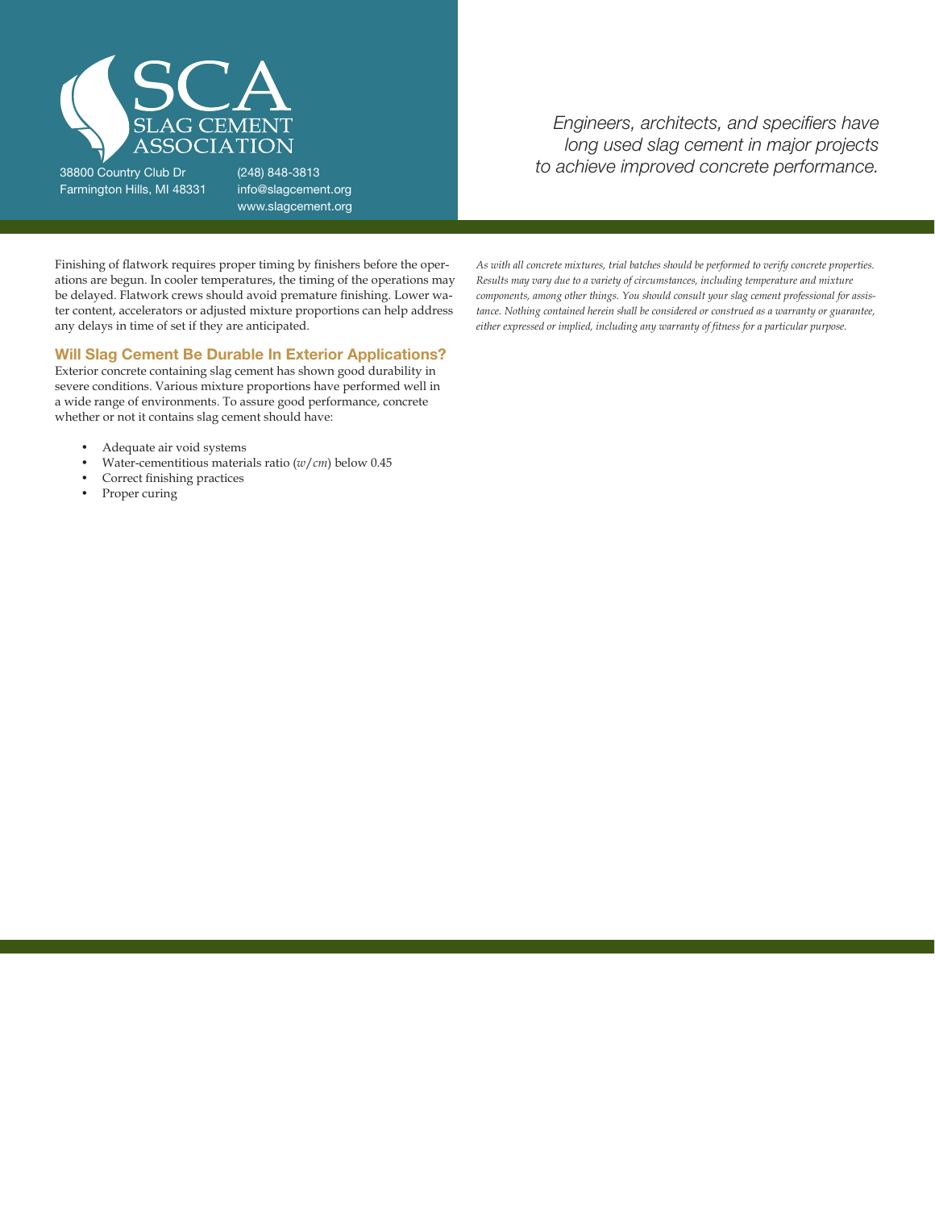# SCA SLAG CEMENT ASSOCIATION

38800 Country Club Dr
Farmington Hills, MI 48331

(248) 848-3813
info@slagcement.org
www.slagcement.org

*Engineers, architects, and specifiers have long used slag cement in major projects to achieve improved concrete performance.*

Finishing of flatwork requires proper timing by finishers before the operations are begun. In cooler temperatures, the timing of the operations may be delayed. Flatwork crews should avoid premature finishing. Lower water content, accelerators or adjusted mixture proportions can help address any delays in time of set if they are anticipated.

## Will Slag Cement Be Durable In Exterior Applications?

Exterior concrete containing slag cement has shown good durability in severe conditions. Various mixture proportions have performed well in a wide range of environments. To assure good performance, concrete whether or not it contains slag cement should have:

- Adequate air void systems
- Water-cementitious materials ratio ($w/cm$) below 0.45
- Correct finishing practices
- Proper curing

*As with all concrete mixtures, trial batches should be performed to verify concrete properties. Results may vary due to a variety of circumstances, including temperature and mixture components, among other things. You should consult your slag cement professional for assistance. Nothing contained herein shall be considered or construed as a warranty or guarantee, either expressed or implied, including any warranty of fitness for a particular purpose.*